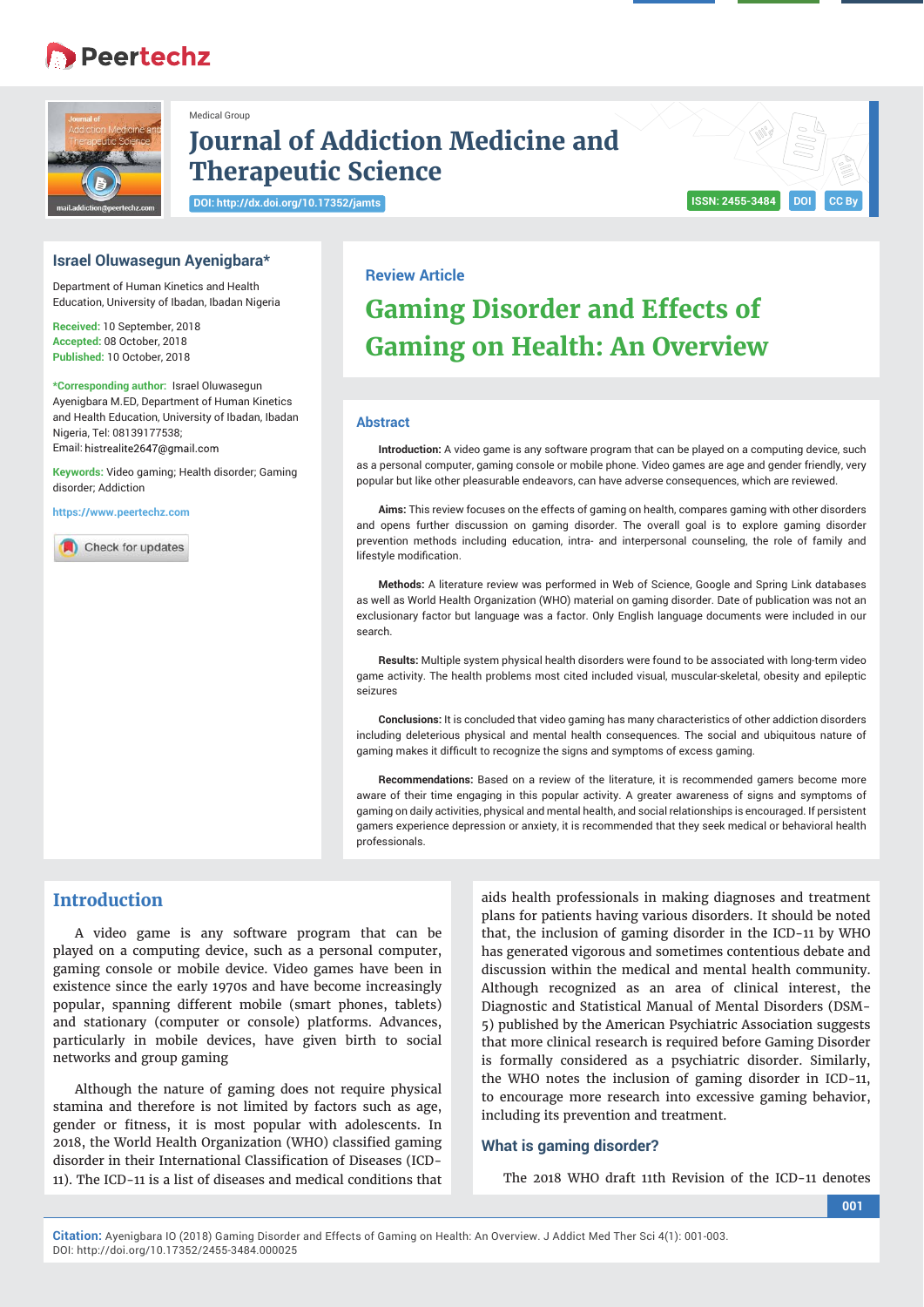Medical Group

# Journal of Addiction Medicine and Therapeutic Science

DOI: http://dx.doi.org/10.17352/jamts

ISSN: 2455-3484 DOI CC By

**Israel Oluwasegun Ayenigbara***

Department of Human Kinetics and Health Education, University of Ibadan, Ibadan Nigeria

**Received:** 10 September, 2018
**Accepted:** 08 October, 2018
**Published:** 10 October, 2018

***Corresponding author:** Israel Oluwasegun Ayenigbara M.ED, Department of Human Kinetics and Health Education, University of Ibadan, Ibadan Nigeria, Tel: 08139177538; Email: histrealite2647@gmail.com

**Keywords:** Video gaming; Health disorder; Gaming disorder; Addiction

https://www.peertechz.com

Review Article

# Gaming Disorder and Effects of Gaming on Health: An Overview

## Abstract

**Introduction:** A video game is any software program that can be played on a computing device, such as a personal computer, gaming console or mobile phone. Video games are age and gender friendly, very popular but like other pleasurable endeavors, can have adverse consequences, which are reviewed.

**Aims:** This review focuses on the effects of gaming on health, compares gaming with other disorders and opens further discussion on gaming disorder. The overall goal is to explore gaming disorder prevention methods including education, intra- and interpersonal counseling, the role of family and lifestyle modification.

**Methods:** A literature review was performed in Web of Science, Google and Spring Link databases as well as World Health Organization (WHO) material on gaming disorder. Date of publication was not an exclusionary factor but language was a factor. Only English language documents were included in our search.

**Results:** Multiple system physical health disorders were found to be associated with long-term video game activity. The health problems most cited included visual, muscular-skeletal, obesity and epileptic seizures

**Conclusions:** It is concluded that video gaming has many characteristics of other addiction disorders including deleterious physical and mental health consequences. The social and ubiquitous nature of gaming makes it difficult to recognize the signs and symptoms of excess gaming.

**Recommendations:** Based on a review of the literature, it is recommended gamers become more aware of their time engaging in this popular activity. A greater awareness of signs and symptoms of gaming on daily activities, physical and mental health, and social relationships is encouraged. If persistent gamers experience depression or anxiety, it is recommended that they seek medical or behavioral health professionals.

## Introduction

A video game is any software program that can be played on a computing device, such as a personal computer, gaming console or mobile device. Video games have been in existence since the early 1970s and have become increasingly popular, spanning different mobile (smart phones, tablets) and stationary (computer or console) platforms. Advances, particularly in mobile devices, have given birth to social networks and group gaming

Although the nature of gaming does not require physical stamina and therefore is not limited by factors such as age, gender or fitness, it is most popular with adolescents. In 2018, the World Health Organization (WHO) classified gaming disorder in their International Classification of Diseases (ICD-11). The ICD-11 is a list of diseases and medical conditions that aids health professionals in making diagnoses and treatment plans for patients having various disorders. It should be noted that, the inclusion of gaming disorder in the ICD-11 by WHO has generated vigorous and sometimes contentious debate and discussion within the medical and mental health community. Although recognized as an area of clinical interest, the Diagnostic and Statistical Manual of Mental Disorders (DSM-5) published by the American Psychiatric Association suggests that more clinical research is required before Gaming Disorder is formally considered as a psychiatric disorder. Similarly, the WHO notes the inclusion of gaming disorder in ICD-11, to encourage more research into excessive gaming behavior, including its prevention and treatment.

### What is gaming disorder?

The 2018 WHO draft 11th Revision of the ICD-11 denotes

**Citation:** Ayenigbara IO (2018) Gaming Disorder and Effects of Gaming on Health: An Overview. J Addict Med Ther Sci 4(1): 001-003. DOI: http://doi.org/10.17352/2455-3484.000025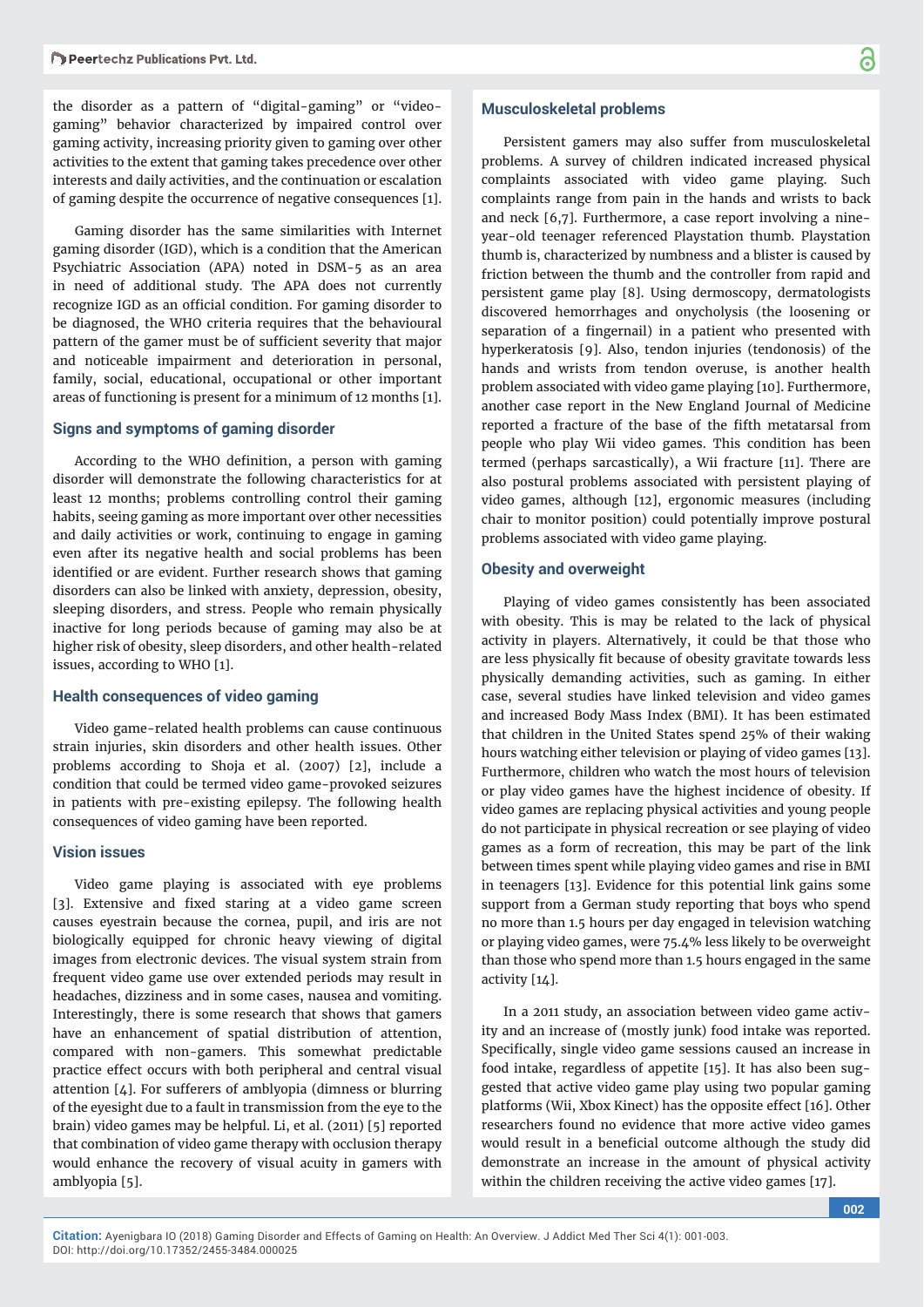the disorder as a pattern of "digital-gaming" or "video-gaming" behavior characterized by impaired control over gaming activity, increasing priority given to gaming over other activities to the extent that gaming takes precedence over other interests and daily activities, and the continuation or escalation of gaming despite the occurrence of negative consequences [1].

Gaming disorder has the same similarities with Internet gaming disorder (IGD), which is a condition that the American Psychiatric Association (APA) noted in DSM-5 as an area in need of additional study. The APA does not currently recognize IGD as an official condition. For gaming disorder to be diagnosed, the WHO criteria requires that the behavioural pattern of the gamer must be of sufficient severity that major and noticeable impairment and deterioration in personal, family, social, educational, occupational or other important areas of functioning is present for a minimum of 12 months [1].

## Signs and symptoms of gaming disorder

According to the WHO definition, a person with gaming disorder will demonstrate the following characteristics for at least 12 months; problems controlling control their gaming habits, seeing gaming as more important over other necessities and daily activities or work, continuing to engage in gaming even after its negative health and social problems has been identified or are evident. Further research shows that gaming disorders can also be linked with anxiety, depression, obesity, sleeping disorders, and stress. People who remain physically inactive for long periods because of gaming may also be at higher risk of obesity, sleep disorders, and other health-related issues, according to WHO [1].

## Health consequences of video gaming

Video game-related health problems can cause continuous strain injuries, skin disorders and other health issues. Other problems according to Shoja et al. (2007) [2], include a condition that could be termed video game-provoked seizures in patients with pre-existing epilepsy. The following health consequences of video gaming have been reported.

## Vision issues

Video game playing is associated with eye problems [3]. Extensive and fixed staring at a video game screen causes eyestrain because the cornea, pupil, and iris are not biologically equipped for chronic heavy viewing of digital images from electronic devices. The visual system strain from frequent video game use over extended periods may result in headaches, dizziness and in some cases, nausea and vomiting. Interestingly, there is some research that shows that gamers have an enhancement of spatial distribution of attention, compared with non-gamers. This somewhat predictable practice effect occurs with both peripheral and central visual attention [4]. For sufferers of amblyopia (dimness or blurring of the eyesight due to a fault in transmission from the eye to the brain) video games may be helpful. Li, et al. (2011) [5] reported that combination of video game therapy with occlusion therapy would enhance the recovery of visual acuity in gamers with amblyopia [5].

## Musculoskeletal problems

Persistent gamers may also suffer from musculoskeletal problems. A survey of children indicated increased physical complaints associated with video game playing. Such complaints range from pain in the hands and wrists to back and neck [6,7]. Furthermore, a case report involving a nine-year-old teenager referenced Playstation thumb. Playstation thumb is, characterized by numbness and a blister is caused by friction between the thumb and the controller from rapid and persistent game play [8]. Using dermoscopy, dermatologists discovered hemorrhages and onycholysis (the loosening or separation of a fingernail) in a patient who presented with hyperkeratosis [9]. Also, tendon injuries (tendonosis) of the hands and wrists from tendon overuse, is another health problem associated with video game playing [10]. Furthermore, another case report in the New England Journal of Medicine reported a fracture of the base of the fifth metatarsal from people who play Wii video games. This condition has been termed (perhaps sarcastically), a Wii fracture [11]. There are also postural problems associated with persistent playing of video games, although [12], ergonomic measures (including chair to monitor position) could potentially improve postural problems associated with video game playing.

## Obesity and overweight

Playing of video games consistently has been associated with obesity. This is may be related to the lack of physical activity in players. Alternatively, it could be that those who are less physically fit because of obesity gravitate towards less physically demanding activities, such as gaming. In either case, several studies have linked television and video games and increased Body Mass Index (BMI). It has been estimated that children in the United States spend 25% of their waking hours watching either television or playing of video games [13]. Furthermore, children who watch the most hours of television or play video games have the highest incidence of obesity. If video games are replacing physical activities and young people do not participate in physical recreation or see playing of video games as a form of recreation, this may be part of the link between times spent while playing video games and rise in BMI in teenagers [13]. Evidence for this potential link gains some support from a German study reporting that boys who spend no more than 1.5 hours per day engaged in television watching or playing video games, were 75.4% less likely to be overweight than those who spend more than 1.5 hours engaged in the same activity [14].

In a 2011 study, an association between video game activity and an increase of (mostly junk) food intake was reported. Specifically, single video game sessions caused an increase in food intake, regardless of appetite [15]. It has also been suggested that active video game play using two popular gaming platforms (Wii, Xbox Kinect) has the opposite effect [16]. Other researchers found no evidence that more active video games would result in a beneficial outcome although the study did demonstrate an increase in the amount of physical activity within the children receiving the active video games [17].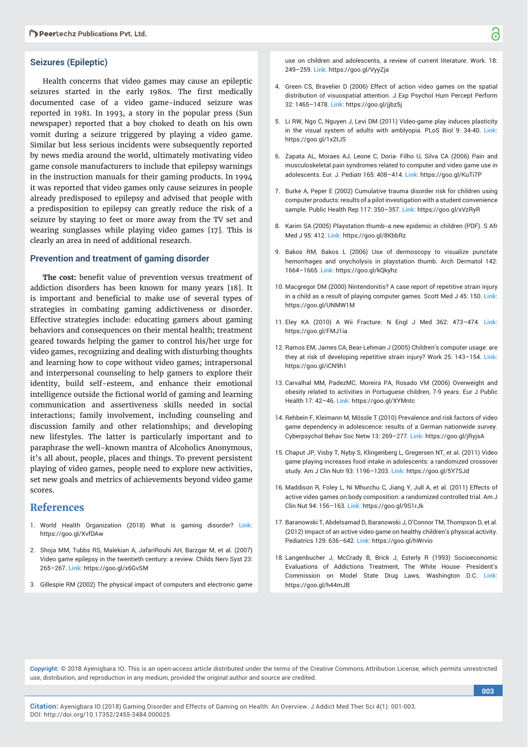## Seizures (Epileptic)

Health concerns that video games may cause an epileptic seizures started in the early 1980s. The first medically documented case of a video game-induced seizure was reported in 1981. In 1993, a story in the popular press (Sun newspaper) reported that a boy choked to death on his own vomit during a seizure triggered by playing a video game. Similar but less serious incidents were subsequently reported by news media around the world, ultimately motivating video game console manufacturers to include that epilepsy warnings in the instruction manuals for their gaming products. In 1994 it was reported that video games only cause seizures in people already predisposed to epilepsy and advised that people with a predisposition to epilepsy can greatly reduce the risk of a seizure by staying 10 feet or more away from the TV set and wearing sunglasses while playing video games [17]. This is clearly an area in need of additional research.

## Prevention and treatment of gaming disorder

**The cost:** benefit value of prevention versus treatment of addiction disorders has been known for many years [18]. It is important and beneficial to make use of several types of strategies in combating gaming addictiveness or disorder. Effective strategies include: educating gamers about gaming behaviors and consequences on their mental health; treatment geared towards helping the gamer to control his/her urge for video games, recognizing and dealing with disturbing thoughts and learning how to cope without video games; intrapersonal and interpersonal counseling to help gamers to explore their identity, build self-esteem, and enhance their emotional intelligence outside the fictional world of gaming and learning communication and assertiveness skills needed in social interactions; family involvement, including counseling and discussion family and other relationships; and developing new lifestyles. The latter is particularly important and to paraphrase the well-known mantra of Alcoholics Anonymous, it's all about, people, places and things. To prevent persistent playing of video games, people need to explore new activities, set new goals and metrics of achievements beyond video game scores.

## References

1. World Health Organization (2018) What is gaming disorder? **Link:** https://goo.gl/XvfDAw
2. Shoja MM, Tubbs RS, Malekian A, JafariRouhi AH, Barzgar M, et al. (2007) Video game epilepsy in the twentieth century: a review. Childs Nerv Syst 23: 265–267. **Link:** https://goo.gl/x6GvSM
3. Gillespie RM (2002) The physical impact of computers and electronic game use on children and adolescents, a review of current literature. Work. 18: 249–259. **Link:** https://goo.gl/VyyZja
4. Green CS, Bravelier D (2006) Effect of action video games on the spatial distribution of visuospatial attention. J Exp Psychol Hum Percept Perform 32: 1465–1478. **Link:** https://goo.gl/jjbz5j
5. Li RW, Ngo C, Nguyen J, Levi DM (2011) Video-game play induces plasticity in the visual system of adults with amblyopia. PLoS Biol 9: 34-40. **Link:** https://goo.gl/1x2tJS
6. Zapata AL, Moraes AJ, Leone C, Doria- Filho U, Silva CA (2006) Pain and musculoskeletal pain syndromes related to computer and video game use in adolescents. Eur. J. Pediatr 165: 408–414. **Link:** https://goo.gl/KuTi7P
7. Burke A, Peper E (2002) Cumulative trauma disorder risk for children using computer products: results of a pilot investigation with a student convenience sample. Public Health Rep 117: 350–357. **Link:** https://goo.gl/xVzRyR
8. Karim SA (2005) Playstation thumb--a new epidemic in children (PDF). S Afr Med J 95: 412. **Link:** https://goo.gl/8KbbRz
9. Bakos RM, Bakos L (2006) Use of dermoscopy to visualize punctate hemorrhages and onycholysis in playstation thumb. Arch Dermatol 142: 1664–1665. **Link:** https://goo.gl/kQkyhz
10. Macgregor DM (2000) Nintendonitis? A case report of repetitive strain injury in a child as a result of playing computer games. Scott Med J 45: 150. **Link:** https://goo.gl/UNMW1M
11. Eley KA (2010) A Wii Fracture. N Engl J Med 362: 473–474. **Link:** https://goo.gl/FMJ1ia
12. Ramos EM, James CA, Bear-Lehman J (2005) Children's computer usage: are they at risk of developing repetitive strain injury? Work 25: 143–154. **Link:** https://goo.gl/iCN9h1
13. Carvalhal MM, PadezMC, Moreira PA, Rosado VM (2006) Overweight and obesity related to activities in Portuguese children, 7-9 years. Eur J Public Health 17: 42–46. **Link:** https://goo.gl/XYMntc
14. Rehbein F, Kleimann M, Mössle T (2010) Prevalence and risk factors of video game dependency in adolescence: results of a German nationwide survey. Cyberpsychol Behav Soc Netw 13: 269–277. **Link:** https://goo.gl/jRyjsA
15. Chaput JP, Visby T, Nyby S, Klingenberg L, Gregersen NT, et al. (2011) Video game playing increases food intake in adolescents: a randomized crossover study. Am J Clin Nutr 93: 1196–1203. **Link:** https://goo.gl/5Y7SJd
16. Maddison R, Foley L, Ni Mhurchu C, Jiang Y, Jull A, et al. (2011) Effects of active video games on body composition: a randomized controlled trial. Am J Clin Nut 94: 156–163. **Link:** https://goo.gl/9S1rJk
17. Baranowski T, Abdelsamad D, Baranowski J, O'Connor TM, Thompson D, et al. (2012) Impact of an active video game on healthy children's physical activity. Pediatrics 129: 636–642. **Link:** https://goo.gl/hWrvio
18. Langenbucher J, McCrady B, Brick J, Esterly R (1993) Socioeconomic Evaluations of Addictions Treatment, The White House- President's Commission on Model State Drug Laws, Washington D.C. **Link:** https://goo.gl/h44mJB

**Copyright:** © 2018 Ayenigbara IO. This is an open-access article distributed under the terms of the Creative Commons Attribution License, which permits unrestricted use, distribution, and reproduction in any medium, provided the original author and source are credited.